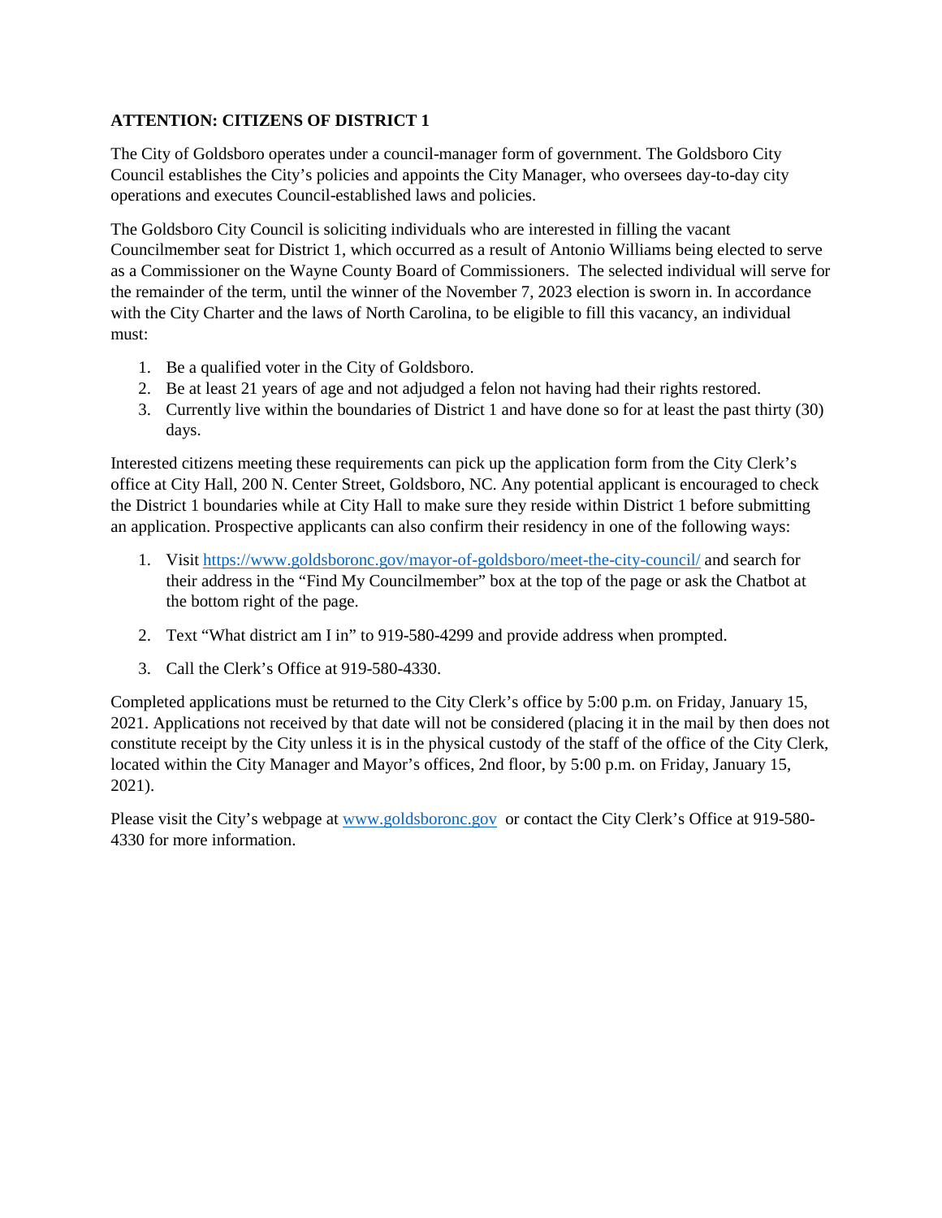**ATTENTION: CITIZENS OF DISTRICT 1**

The City of Goldsboro operates under a council-manager form of government. The Goldsboro City Council establishes the City's policies and appoints the City Manager, who oversees day-to-day city operations and executes Council-established laws and policies.

The Goldsboro City Council is soliciting individuals who are interested in filling the vacant Councilmember seat for District 1, which occurred as a result of Antonio Williams being elected to serve as a Commissioner on the Wayne County Board of Commissioners. The selected individual will serve for the remainder of the term, until the winner of the November 7, 2023 election is sworn in. In accordance with the City Charter and the laws of North Carolina, to be eligible to fill this vacancy, an individual must:

1. Be a qualified voter in the City of Goldsboro.
2. Be at least 21 years of age and not adjudged a felon not having had their rights restored.
3. Currently live within the boundaries of District 1 and have done so for at least the past thirty (30) days.

Interested citizens meeting these requirements can pick up the application form from the City Clerk's office at City Hall, 200 N. Center Street, Goldsboro, NC. Any potential applicant is encouraged to check the District 1 boundaries while at City Hall to make sure they reside within District 1 before submitting an application. Prospective applicants can also confirm their residency in one of the following ways:

1. Visit https://www.goldsboronc.gov/mayor-of-goldsboro/meet-the-city-council/ and search for their address in the "Find My Councilmember" box at the top of the page or ask the Chatbot at the bottom right of the page.

2. Text "What district am I in" to 919-580-4299 and provide address when prompted.

3. Call the Clerk's Office at 919-580-4330.

Completed applications must be returned to the City Clerk's office by 5:00 p.m. on Friday, January 15, 2021. Applications not received by that date will not be considered (placing it in the mail by then does not constitute receipt by the City unless it is in the physical custody of the staff of the office of the City Clerk, located within the City Manager and Mayor's offices, 2nd floor, by 5:00 p.m. on Friday, January 15, 2021).

Please visit the City's webpage at www.goldsboronc.gov or contact the City Clerk's Office at 919-580-4330 for more information.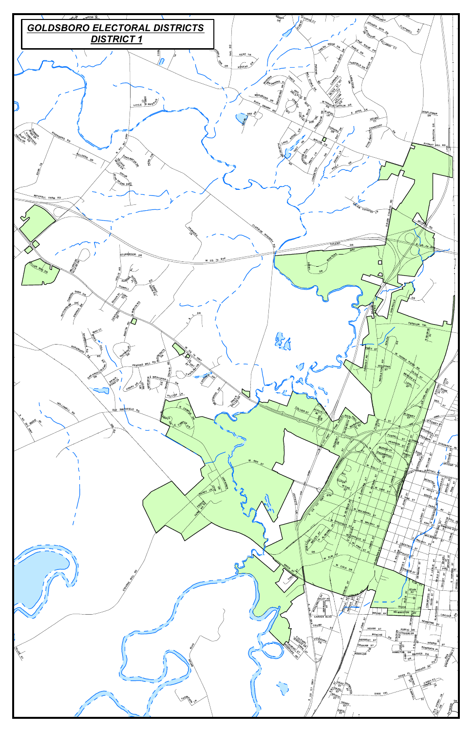# GOLDSBORO ELECTORAL DISTRICTS
## DISTRICT 1